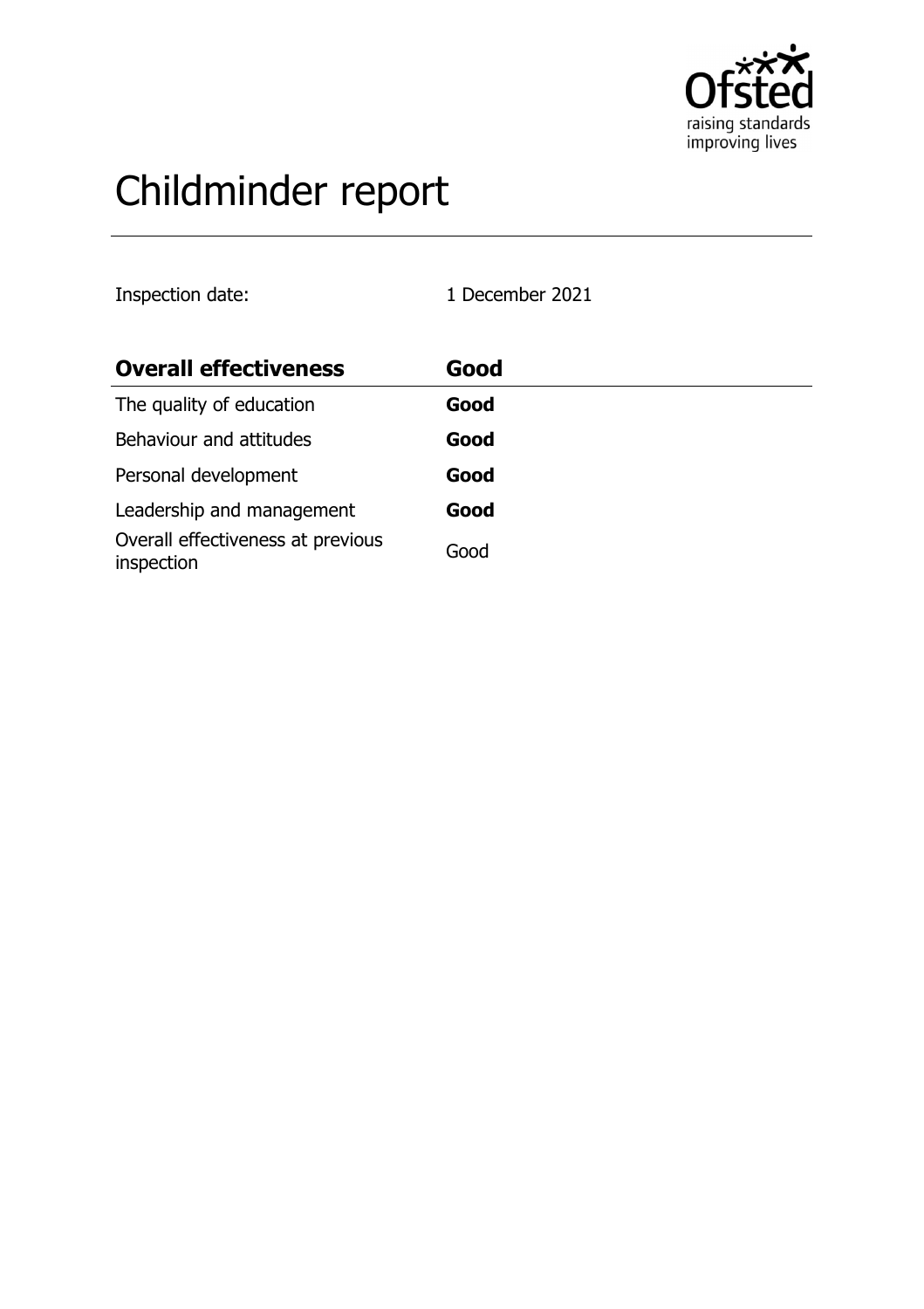# Childminder report

Inspection date: 1 December 2021

| **Overall effectiveness** | **Good** |
| --- | --- |
| The quality of education | **Good** |
| Behaviour and attitudes | **Good** |
| Personal development | **Good** |
| Leadership and management | **Good** |
| Overall effectiveness at previous inspection | Good |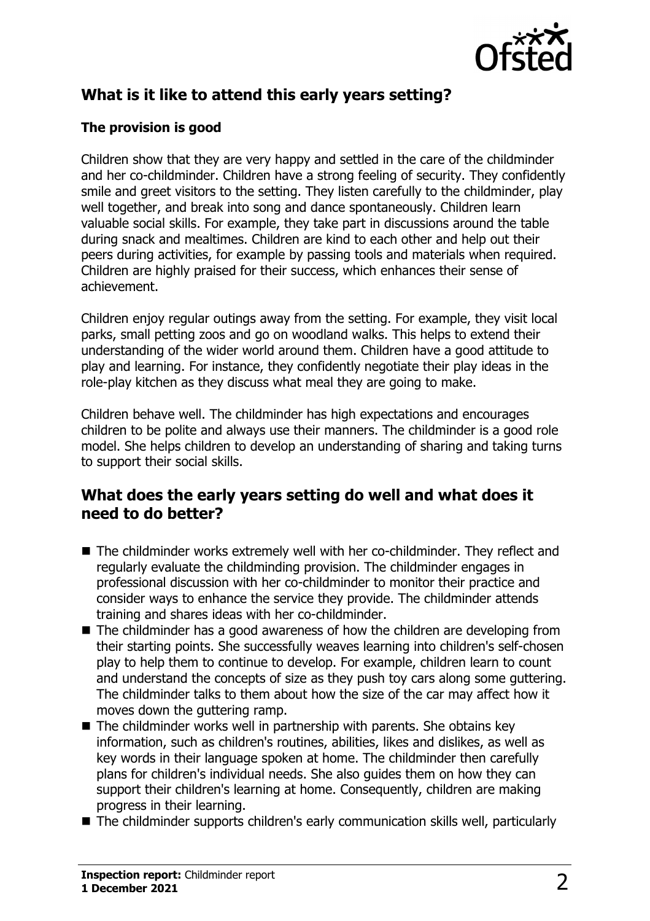## What is it like to attend this early years setting?

### The provision is good

Children show that they are very happy and settled in the care of the childminder and her co-childminder. Children have a strong feeling of security. They confidently smile and greet visitors to the setting. They listen carefully to the childminder, play well together, and break into song and dance spontaneously. Children learn valuable social skills. For example, they take part in discussions around the table during snack and mealtimes. Children are kind to each other and help out their peers during activities, for example by passing tools and materials when required. Children are highly praised for their success, which enhances their sense of achievement.

Children enjoy regular outings away from the setting. For example, they visit local parks, small petting zoos and go on woodland walks. This helps to extend their understanding of the wider world around them. Children have a good attitude to play and learning. For instance, they confidently negotiate their play ideas in the role-play kitchen as they discuss what meal they are going to make.

Children behave well. The childminder has high expectations and encourages children to be polite and always use their manners. The childminder is a good role model. She helps children to develop an understanding of sharing and taking turns to support their social skills.

## What does the early years setting do well and what does it need to do better?

- The childminder works extremely well with her co-childminder. They reflect and regularly evaluate the childminding provision. The childminder engages in professional discussion with her co-childminder to monitor their practice and consider ways to enhance the service they provide. The childminder attends training and shares ideas with her co-childminder.
- The childminder has a good awareness of how the children are developing from their starting points. She successfully weaves learning into children's self-chosen play to help them to continue to develop. For example, children learn to count and understand the concepts of size as they push toy cars along some guttering. The childminder talks to them about how the size of the car may affect how it moves down the guttering ramp.
- The childminder works well in partnership with parents. She obtains key information, such as children's routines, abilities, likes and dislikes, as well as key words in their language spoken at home. The childminder then carefully plans for children's individual needs. She also guides them on how they can support their children's learning at home. Consequently, children are making progress in their learning.
- The childminder supports children's early communication skills well, particularly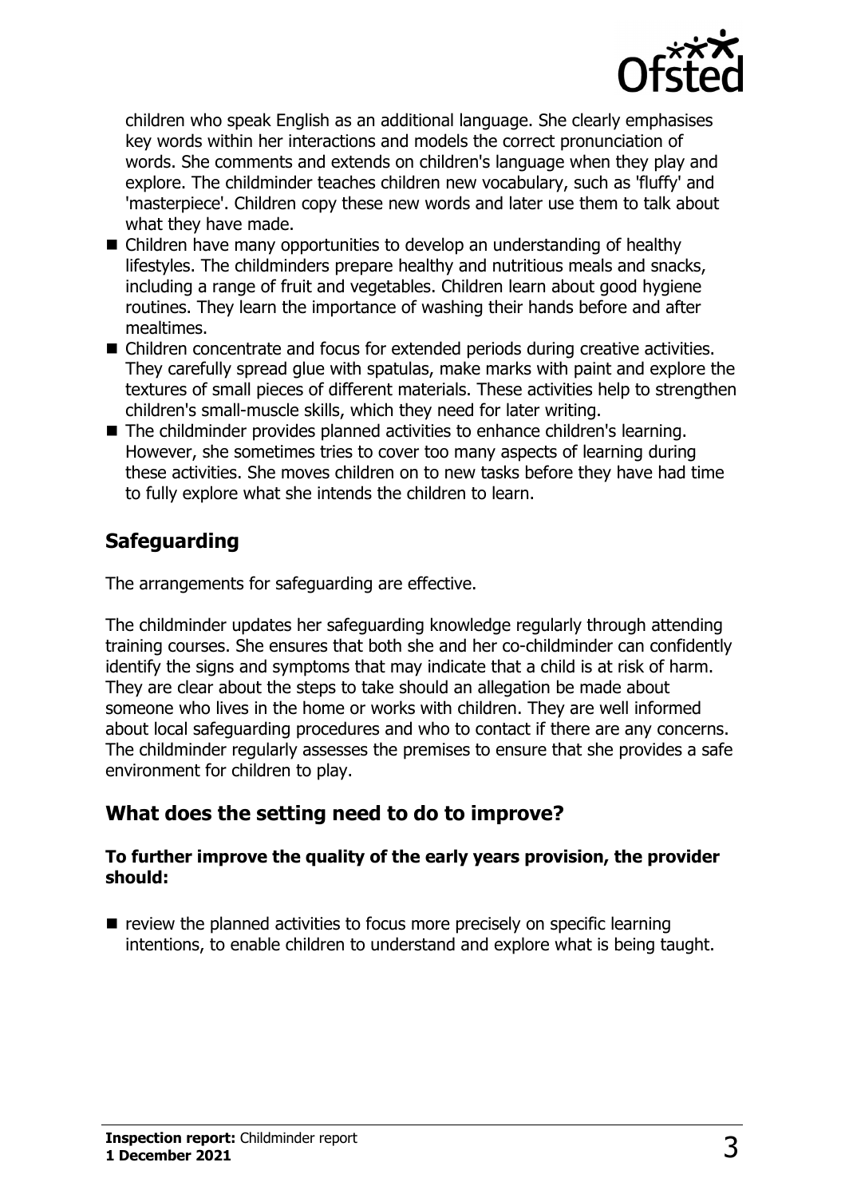children who speak English as an additional language. She clearly emphasises key words within her interactions and models the correct pronunciation of words. She comments and extends on children's language when they play and explore. The childminder teaches children new vocabulary, such as 'fluffy' and 'masterpiece'. Children copy these new words and later use them to talk about what they have made.

- Children have many opportunities to develop an understanding of healthy lifestyles. The childminders prepare healthy and nutritious meals and snacks, including a range of fruit and vegetables. Children learn about good hygiene routines. They learn the importance of washing their hands before and after mealtimes.
- Children concentrate and focus for extended periods during creative activities. They carefully spread glue with spatulas, make marks with paint and explore the textures of small pieces of different materials. These activities help to strengthen children's small-muscle skills, which they need for later writing.
- The childminder provides planned activities to enhance children's learning. However, she sometimes tries to cover too many aspects of learning during these activities. She moves children on to new tasks before they have had time to fully explore what she intends the children to learn.

## Safeguarding

The arrangements for safeguarding are effective.

The childminder updates her safeguarding knowledge regularly through attending training courses. She ensures that both she and her co-childminder can confidently identify the signs and symptoms that may indicate that a child is at risk of harm. They are clear about the steps to take should an allegation be made about someone who lives in the home or works with children. They are well informed about local safeguarding procedures and who to contact if there are any concerns. The childminder regularly assesses the premises to ensure that she provides a safe environment for children to play.

## What does the setting need to do to improve?

**To further improve the quality of the early years provision, the provider should:**

- review the planned activities to focus more precisely on specific learning intentions, to enable children to understand and explore what is being taught.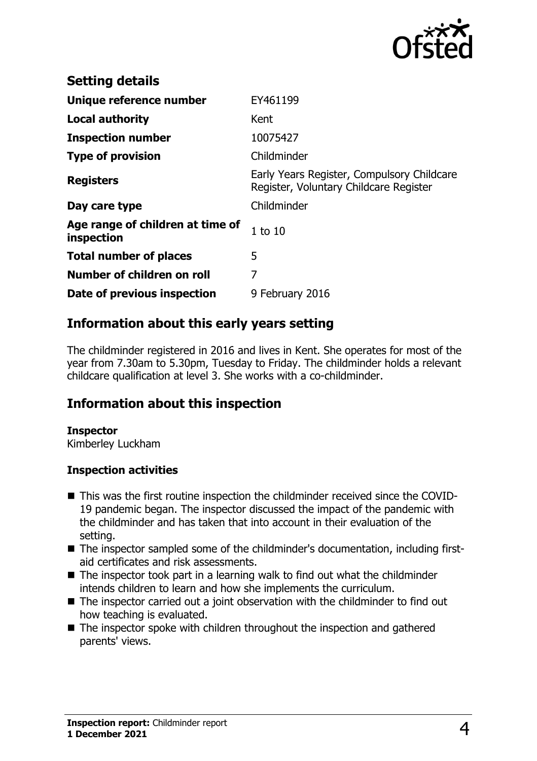## Setting details

| | |
|---|---|
| **Unique reference number** | EY461199 |
| **Local authority** | Kent |
| **Inspection number** | 10075427 |
| **Type of provision** | Childminder |
| **Registers** | Early Years Register, Compulsory Childcare Register, Voluntary Childcare Register |
| **Day care type** | Childminder |
| **Age range of children at time of inspection** | 1 to 10 |
| **Total number of places** | 5 |
| **Number of children on roll** | 7 |
| **Date of previous inspection** | 9 February 2016 |

## Information about this early years setting

The childminder registered in 2016 and lives in Kent. She operates for most of the year from 7.30am to 5.30pm, Tuesday to Friday. The childminder holds a relevant childcare qualification at level 3. She works with a co-childminder.

## Information about this inspection

**Inspector**
Kimberley Luckham

**Inspection activities**

- This was the first routine inspection the childminder received since the COVID-19 pandemic began. The inspector discussed the impact of the pandemic with the childminder and has taken that into account in their evaluation of the setting.
- The inspector sampled some of the childminder's documentation, including first-aid certificates and risk assessments.
- The inspector took part in a learning walk to find out what the childminder intends children to learn and how she implements the curriculum.
- The inspector carried out a joint observation with the childminder to find out how teaching is evaluated.
- The inspector spoke with children throughout the inspection and gathered parents' views.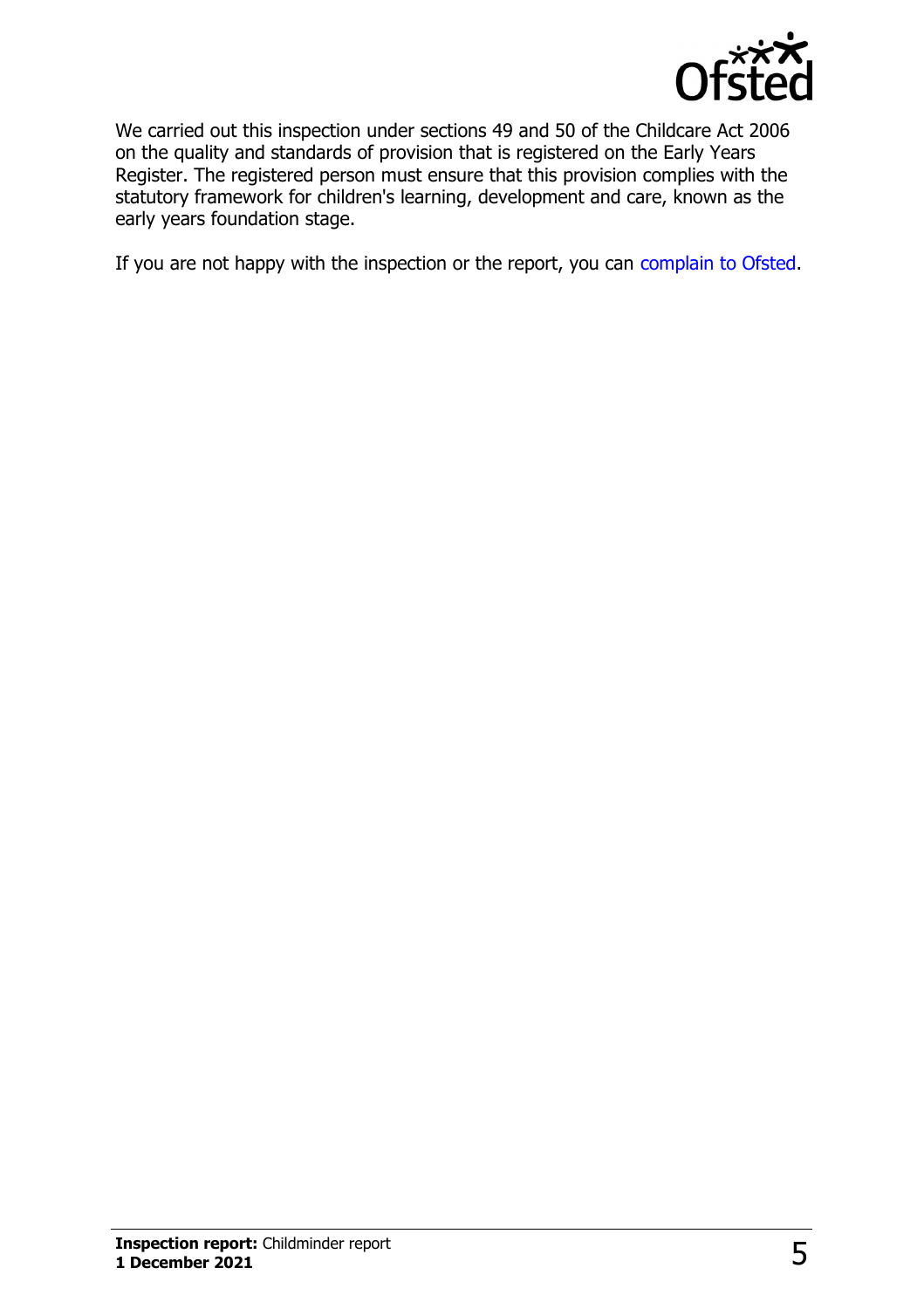We carried out this inspection under sections 49 and 50 of the Childcare Act 2006 on the quality and standards of provision that is registered on the Early Years Register. The registered person must ensure that this provision complies with the statutory framework for children's learning, development and care, known as the early years foundation stage.

If you are not happy with the inspection or the report, you can complain to Ofsted.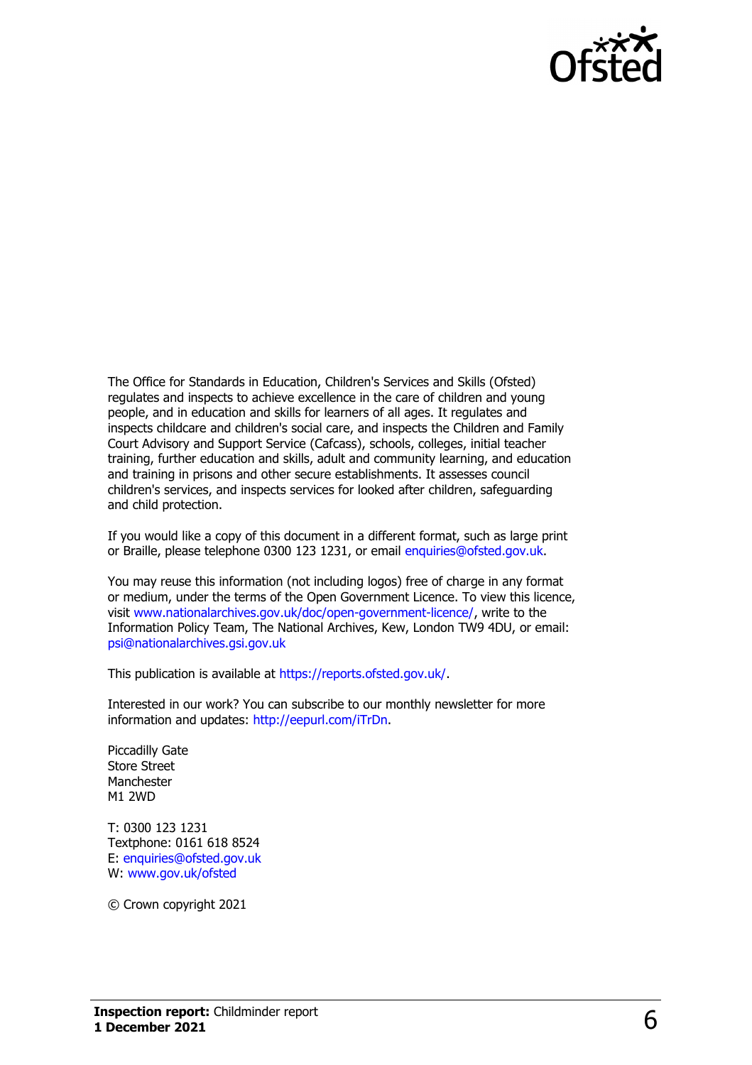The Office for Standards in Education, Children's Services and Skills (Ofsted) regulates and inspects to achieve excellence in the care of children and young people, and in education and skills for learners of all ages. It regulates and inspects childcare and children's social care, and inspects the Children and Family Court Advisory and Support Service (Cafcass), schools, colleges, initial teacher training, further education and skills, adult and community learning, and education and training in prisons and other secure establishments. It assesses council children's services, and inspects services for looked after children, safeguarding and child protection.

If you would like a copy of this document in a different format, such as large print or Braille, please telephone 0300 123 1231, or email enquiries@ofsted.gov.uk.

You may reuse this information (not including logos) free of charge in any format or medium, under the terms of the Open Government Licence. To view this licence, visit www.nationalarchives.gov.uk/doc/open-government-licence/, write to the Information Policy Team, The National Archives, Kew, London TW9 4DU, or email: psi@nationalarchives.gsi.gov.uk

This publication is available at https://reports.ofsted.gov.uk/.

Interested in our work? You can subscribe to our monthly newsletter for more information and updates: http://eepurl.com/iTrDn.

Piccadilly Gate
Store Street
Manchester
M1 2WD

T: 0300 123 1231
Textphone: 0161 618 8524
E: enquiries@ofsted.gov.uk
W: www.gov.uk/ofsted

© Crown copyright 2021